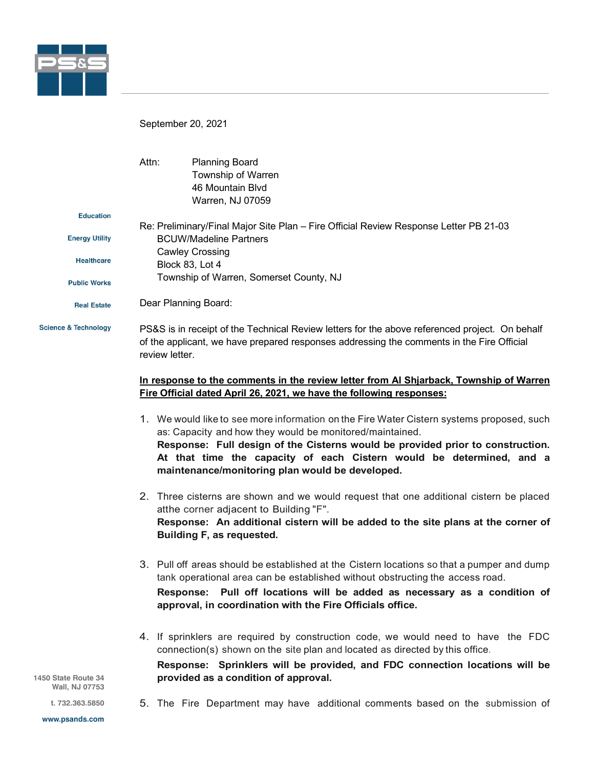September 20, 2021

Attn: Planning Board
Township of Warren
46 Mountain Blvd
Warren, NJ 07059

Education

Energy Utility

Healthcare

Public Works

Real Estate

Science & Technology

Re: Preliminary/Final Major Site Plan – Fire Official Review Response Letter PB 21-03
BCUW/Madeline Partners
Cawley Crossing
Block 83, Lot 4
Township of Warren, Somerset County, NJ

Dear Planning Board:

PS&S is in receipt of the Technical Review letters for the above referenced project. On behalf of the applicant, we have prepared responses addressing the comments in the Fire Official review letter.

**In response to the comments in the review letter from Al Shjarback, Township of Warren Fire Official dated April 26, 2021, we have the following responses:**

1. We would like to see more information on the Fire Water Cistern systems proposed, such as: Capacity and how they would be monitored/maintained.
   **Response: Full design of the Cisterns would be provided prior to construction. At that time the capacity of each Cistern would be determined, and a maintenance/monitoring plan would be developed.**

2. Three cisterns are shown and we would request that one additional cistern be placed atthe corner adjacent to Building "F".
   **Response: An additional cistern will be added to the site plans at the corner of Building F, as requested.**

3. Pull off areas should be established at the Cistern locations so that a pumper and dump tank operational area can be established without obstructing the access road.
   **Response: Pull off locations will be added as necessary as a condition of approval, in coordination with the Fire Officials office.**

4. If sprinklers are required by construction code, we would need to have the FDC connection(s) shown on the site plan and located as directed by this office.
   **Response: Sprinklers will be provided, and FDC connection locations will be provided as a condition of approval.**

5. The Fire Department may have additional comments based on the submission of

1450 State Route 34
Wall, NJ 07753

t. 732.363.5850

www.psands.com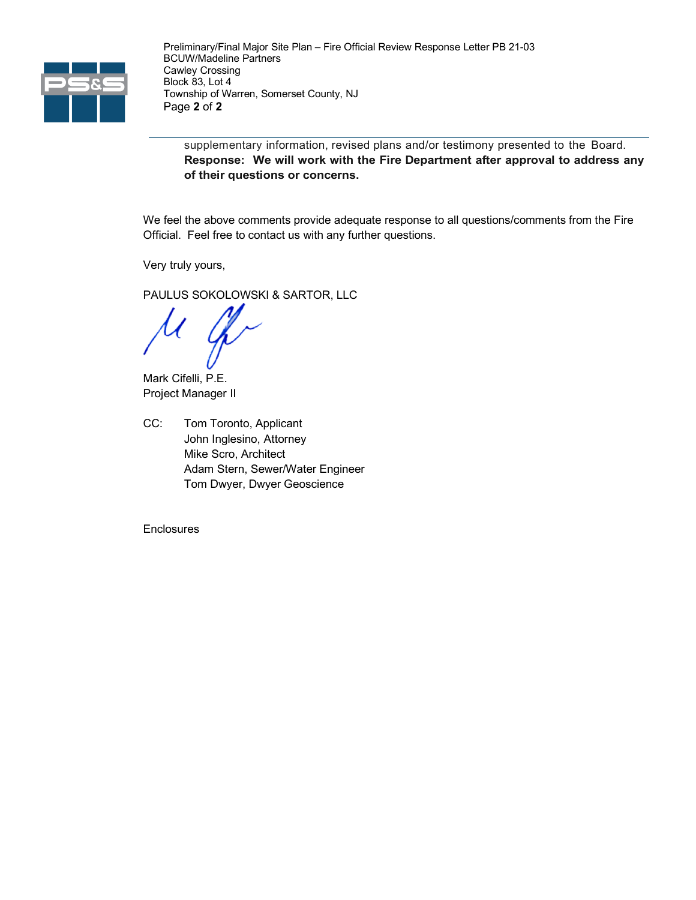supplementary information, revised plans and/or testimony presented to the Board.
**Response: We will work with the Fire Department after approval to address any of their questions or concerns.**

We feel the above comments provide adequate response to all questions/comments from the Fire Official. Feel free to contact us with any further questions.

Very truly yours,

PAULUS SOKOLOWSKI & SARTOR, LLC

Mark Cifelli, P.E.
Project Manager II

CC: Tom Toronto, Applicant
John Inglesino, Attorney
Mike Scro, Architect
Adam Stern, Sewer/Water Engineer
Tom Dwyer, Dwyer Geoscience

Enclosures